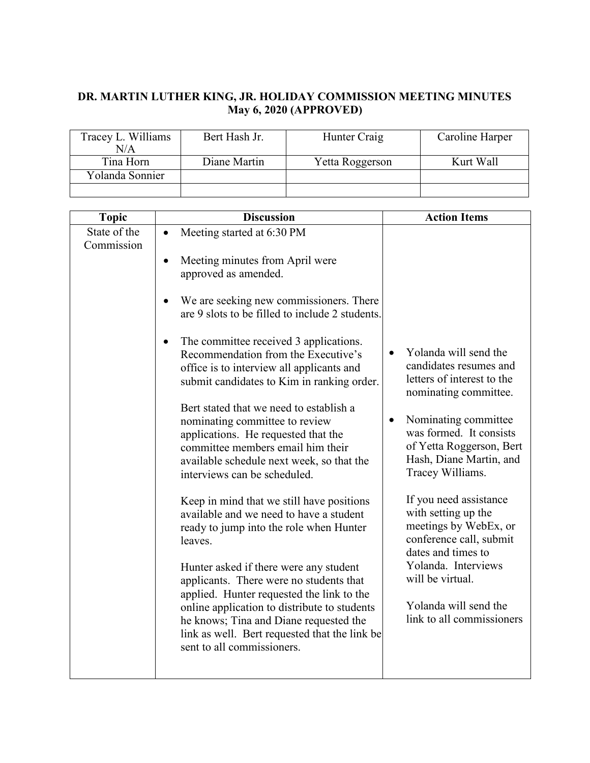**DR. MARTIN LUTHER KING, JR. HOLIDAY COMMISSION MEETING MINUTES**
**May 6, 2020 (APPROVED)**

| | | | |
|---|---|---|---|
| Tracey L. Williams N/A | Bert Hash Jr. | Hunter Craig | Caroline Harper |
| Tina Horn | Diane Martin | Yetta Roggerson | Kurt Wall |
| Yolanda Sonnier | | | |
| | | | |

| Topic | Discussion | Action Items |
|---|---|---|
| State of the Commission | • Meeting started at 6:30 PM<br><br>• Meeting minutes from April were approved as amended.<br><br>• We are seeking new commissioners. There are 9 slots to be filled to include 2 students.<br><br>• The committee received 3 applications. Recommendation from the Executive's office is to interview all applicants and submit candidates to Kim in ranking order.<br><br>Bert stated that we need to establish a nominating committee to review applications. He requested that the committee members email him their available schedule next week, so that the interviews can be scheduled.<br><br>Keep in mind that we still have positions available and we need to have a student ready to jump into the role when Hunter leaves.<br><br>Hunter asked if there were any student applicants. There were no students that applied. Hunter requested the link to the online application to distribute to students he knows; Tina and Diane requested the link as well. Bert requested that the link be sent to all commissioners. | • Yolanda will send the candidates resumes and letters of interest to the nominating committee.<br><br>• Nominating committee was formed. It consists of Yetta Roggerson, Bert Hash, Diane Martin, and Tracey Williams.<br><br>If you need assistance with setting up the meetings by WebEx, or conference call, submit dates and times to Yolanda. Interviews will be virtual.<br><br>Yolanda will send the link to all commissioners |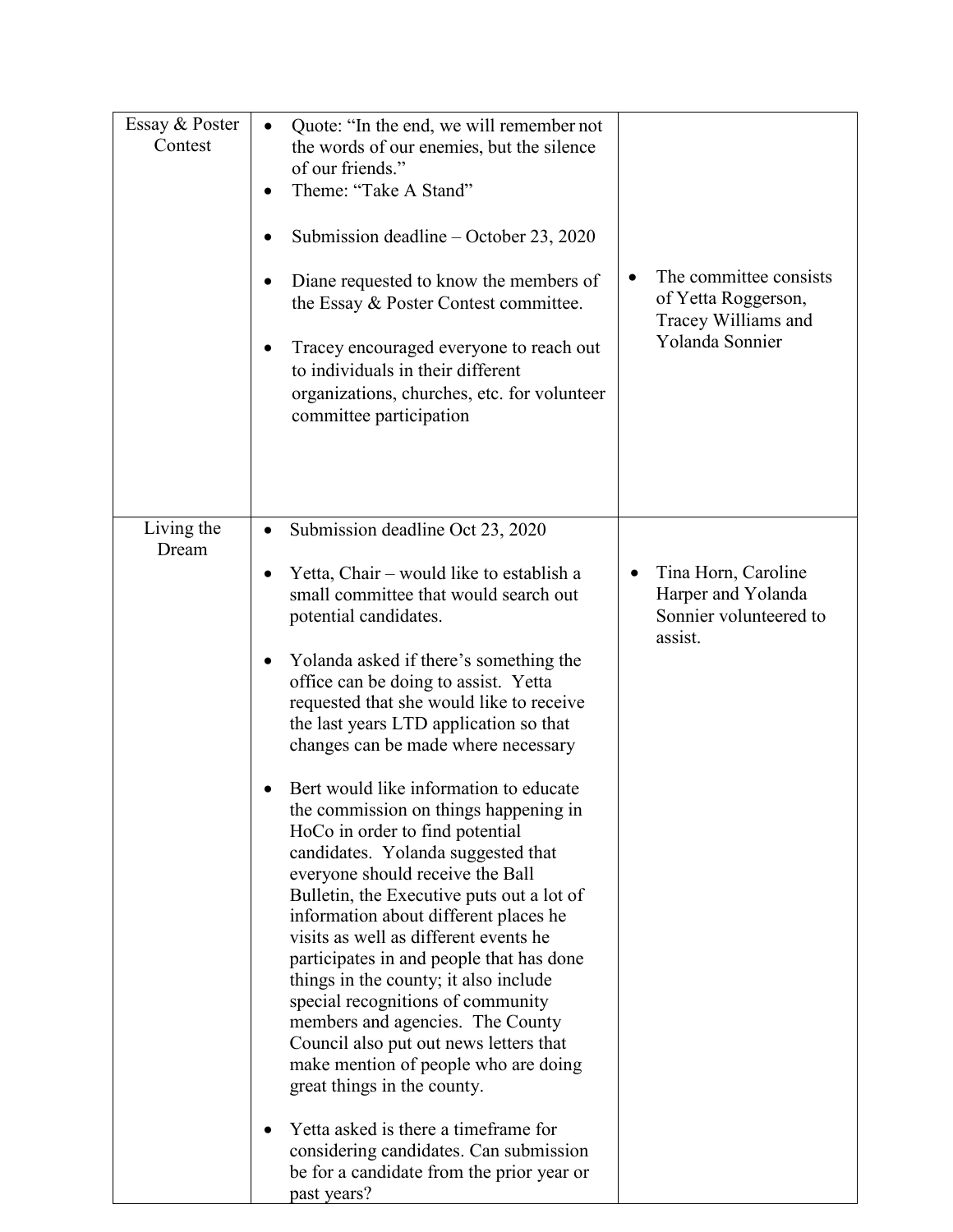| | | |
|---|---|---|
| Essay & Poster Contest | • Quote: "In the end, we will remember not the words of our enemies, but the silence of our friends."<br>• Theme: "Take A Stand"<br>• Submission deadline – October 23, 2020<br>• Diane requested to know the members of the Essay & Poster Contest committee.<br>• Tracey encouraged everyone to reach out to individuals in their different organizations, churches, etc. for volunteer committee participation | • The committee consists of Yetta Roggerson, Tracey Williams and Yolanda Sonnier |
| Living the Dream | • Submission deadline Oct 23, 2020<br>• Yetta, Chair – would like to establish a small committee that would search out potential candidates.<br>• Yolanda asked if there's something the office can be doing to assist. Yetta requested that she would like to receive the last years LTD application so that changes can be made where necessary<br>• Bert would like information to educate the commission on things happening in HoCo in order to find potential candidates. Yolanda suggested that everyone should receive the Ball Bulletin, the Executive puts out a lot of information about different places he visits as well as different events he participates in and people that has done things in the county; it also include special recognitions of community members and agencies. The County Council also put out news letters that make mention of people who are doing great things in the county.<br>• Yetta asked is there a timeframe for considering candidates. Can submission be for a candidate from the prior year or past years? | • Tina Horn, Caroline Harper and Yolanda Sonnier volunteered to assist. |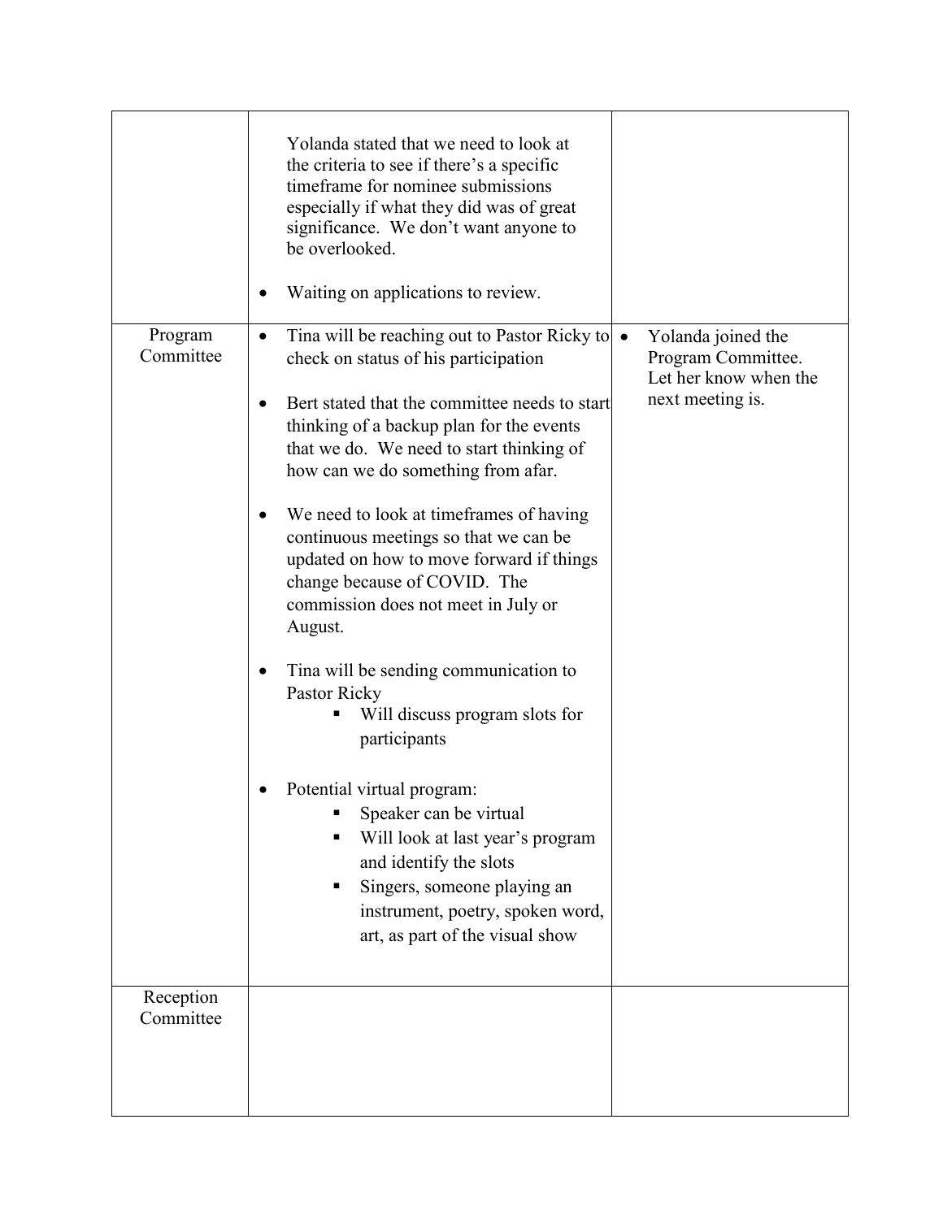| | | |
|---|---|---|
| | Yolanda stated that we need to look at the criteria to see if there's a specific timeframe for nominee submissions especially if what they did was of great significance. We don't want anyone to be overlooked.<br><br>• Waiting on applications to review. | |
| Program Committee | • Tina will be reaching out to Pastor Ricky to check on status of his participation<br><br>• Bert stated that the committee needs to start thinking of a backup plan for the events that we do. We need to start thinking of how can we do something from afar.<br><br>• We need to look at timeframes of having continuous meetings so that we can be updated on how to move forward if things change because of COVID. The commission does not meet in July or August.<br><br>• Tina will be sending communication to Pastor Ricky<br>&nbsp;&nbsp;&nbsp;&nbsp;▪ Will discuss program slots for participants<br><br>• Potential virtual program:<br>&nbsp;&nbsp;&nbsp;&nbsp;▪ Speaker can be virtual<br>&nbsp;&nbsp;&nbsp;&nbsp;▪ Will look at last year's program and identify the slots<br>&nbsp;&nbsp;&nbsp;&nbsp;▪ Singers, someone playing an instrument, poetry, spoken word, art, as part of the visual show | • Yolanda joined the Program Committee. Let her know when the next meeting is. |
| Reception Committee | | |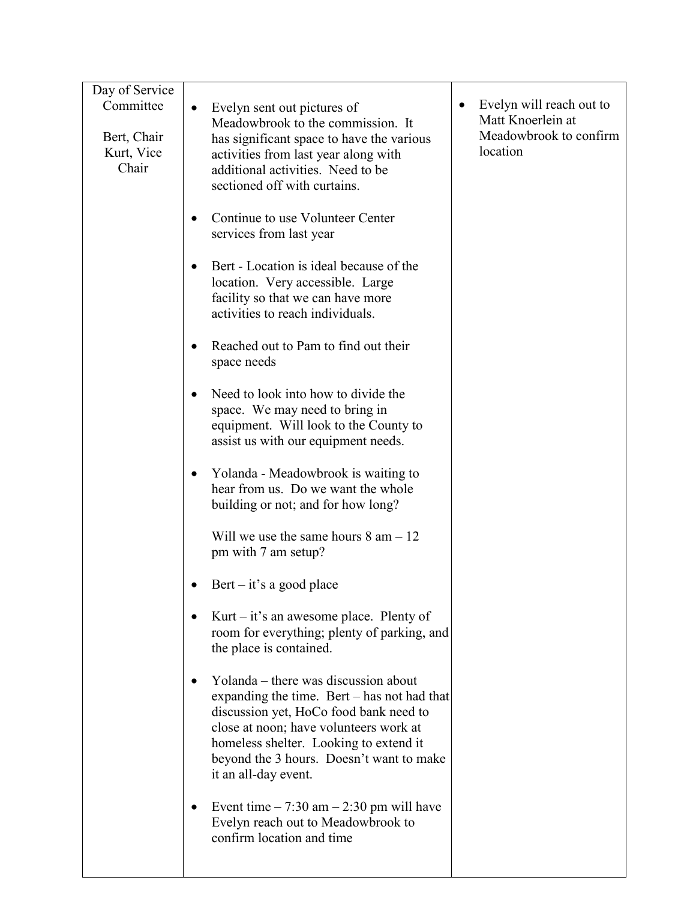| | | |
|---|---|---|
| Day of Service Committee<br><br>Bert, Chair<br>Kurt, Vice Chair | • Evelyn sent out pictures of Meadowbrook to the commission. It has significant space to have the various activities from last year along with additional activities. Need to be sectioned off with curtains.<br><br>• Continue to use Volunteer Center services from last year<br><br>• Bert - Location is ideal because of the location. Very accessible. Large facility so that we can have more activities to reach individuals.<br><br>• Reached out to Pam to find out their space needs<br><br>• Need to look into how to divide the space. We may need to bring in equipment. Will look to the County to assist us with our equipment needs.<br><br>• Yolanda - Meadowbrook is waiting to hear from us. Do we want the whole building or not; and for how long?<br><br>Will we use the same hours 8 am – 12 pm with 7 am setup?<br><br>• Bert – it's a good place<br><br>• Kurt – it's an awesome place. Plenty of room for everything; plenty of parking, and the place is contained.<br><br>• Yolanda – there was discussion about expanding the time. Bert – has not had that discussion yet, HoCo food bank need to close at noon; have volunteers work at homeless shelter. Looking to extend it beyond the 3 hours. Doesn't want to make it an all-day event.<br><br>• Event time – 7:30 am – 2:30 pm will have Evelyn reach out to Meadowbrook to confirm location and time | • Evelyn will reach out to Matt Knoerlein at Meadowbrook to confirm location |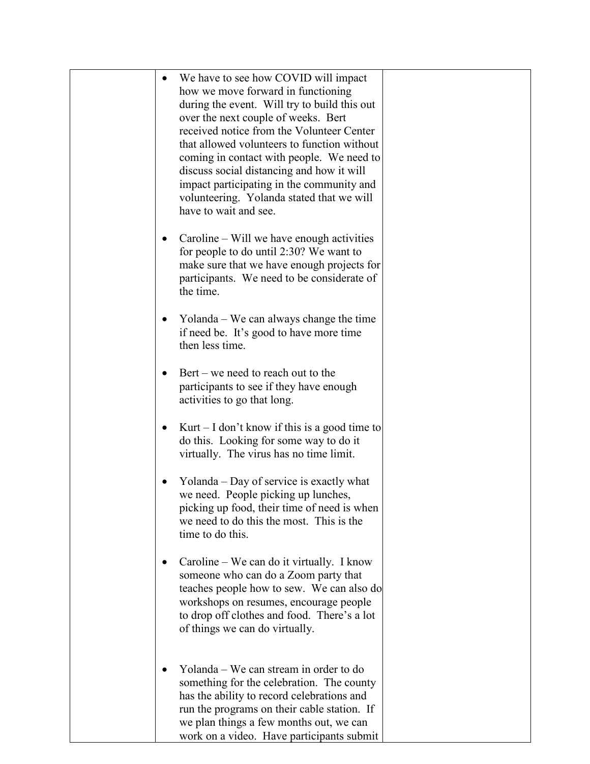| | | |
|---|---|---|
| | • We have to see how COVID will impact how we move forward in functioning during the event. Will try to build this out over the next couple of weeks. Bert received notice from the Volunteer Center that allowed volunteers to function without coming in contact with people. We need to discuss social distancing and how it will impact participating in the community and volunteering. Yolanda stated that we will have to wait and see.<br><br>• Caroline – Will we have enough activities for people to do until 2:30? We want to make sure that we have enough projects for participants. We need to be considerate of the time.<br><br>• Yolanda – We can always change the time if need be. It's good to have more time then less time.<br><br>• Bert – we need to reach out to the participants to see if they have enough activities to go that long.<br><br>• Kurt – I don't know if this is a good time to do this. Looking for some way to do it virtually. The virus has no time limit.<br><br>• Yolanda – Day of service is exactly what we need. People picking up lunches, picking up food, their time of need is when we need to do this the most. This is the time to do this.<br><br>• Caroline – We can do it virtually. I know someone who can do a Zoom party that teaches people how to sew. We can also do workshops on resumes, encourage people to drop off clothes and food. There's a lot of things we can do virtually.<br><br>• Yolanda – We can stream in order to do something for the celebration. The county has the ability to record celebrations and run the programs on their cable station. If we plan things a few months out, we can work on a video. Have participants submit | |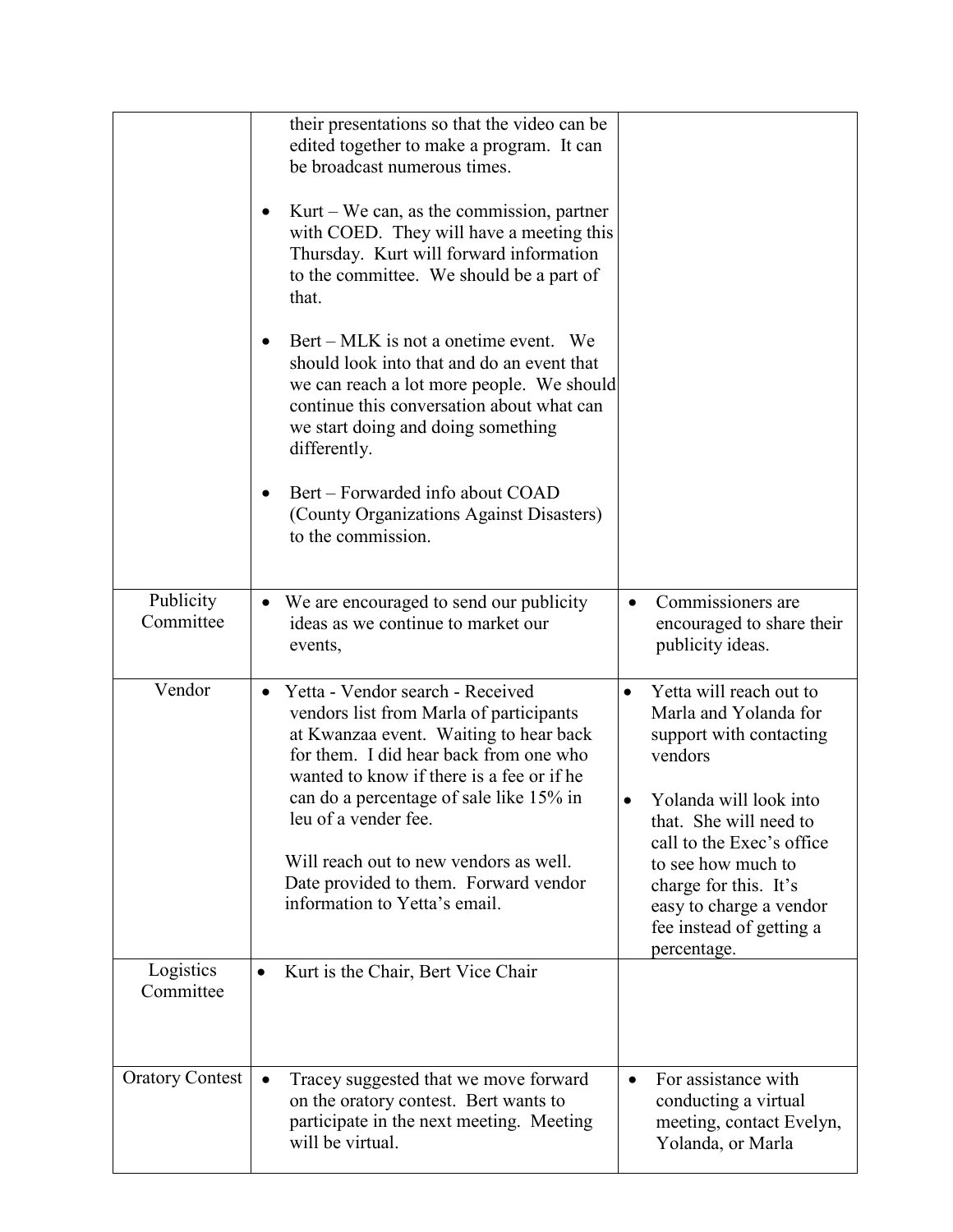| | | |
|---|---|---|
| | their presentations so that the video can be edited together to make a program. It can be broadcast numerous times.<br><br>• Kurt – We can, as the commission, partner with COED. They will have a meeting this Thursday. Kurt will forward information to the committee. We should be a part of that.<br><br>• Bert – MLK is not a onetime event. We should look into that and do an event that we can reach a lot more people. We should continue this conversation about what can we start doing and doing something differently.<br><br>• Bert – Forwarded info about COAD (County Organizations Against Disasters) to the commission. | |
| Publicity Committee | • We are encouraged to send our publicity ideas as we continue to market our events, | • Commissioners are encouraged to share their publicity ideas. |
| Vendor | • Yetta - Vendor search - Received vendors list from Marla of participants at Kwanzaa event. Waiting to hear back for them. I did hear back from one who wanted to know if there is a fee or if he can do a percentage of sale like 15% in leu of a vender fee.<br><br>Will reach out to new vendors as well. Date provided to them. Forward vendor information to Yetta's email. | • Yetta will reach out to Marla and Yolanda for support with contacting vendors<br><br>• Yolanda will look into that. She will need to call to the Exec's office to see how much to charge for this. It's easy to charge a vendor fee instead of getting a percentage. |
| Logistics Committee | • Kurt is the Chair, Bert Vice Chair | |
| Oratory Contest | • Tracey suggested that we move forward on the oratory contest. Bert wants to participate in the next meeting. Meeting will be virtual. | • For assistance with conducting a virtual meeting, contact Evelyn, Yolanda, or Marla |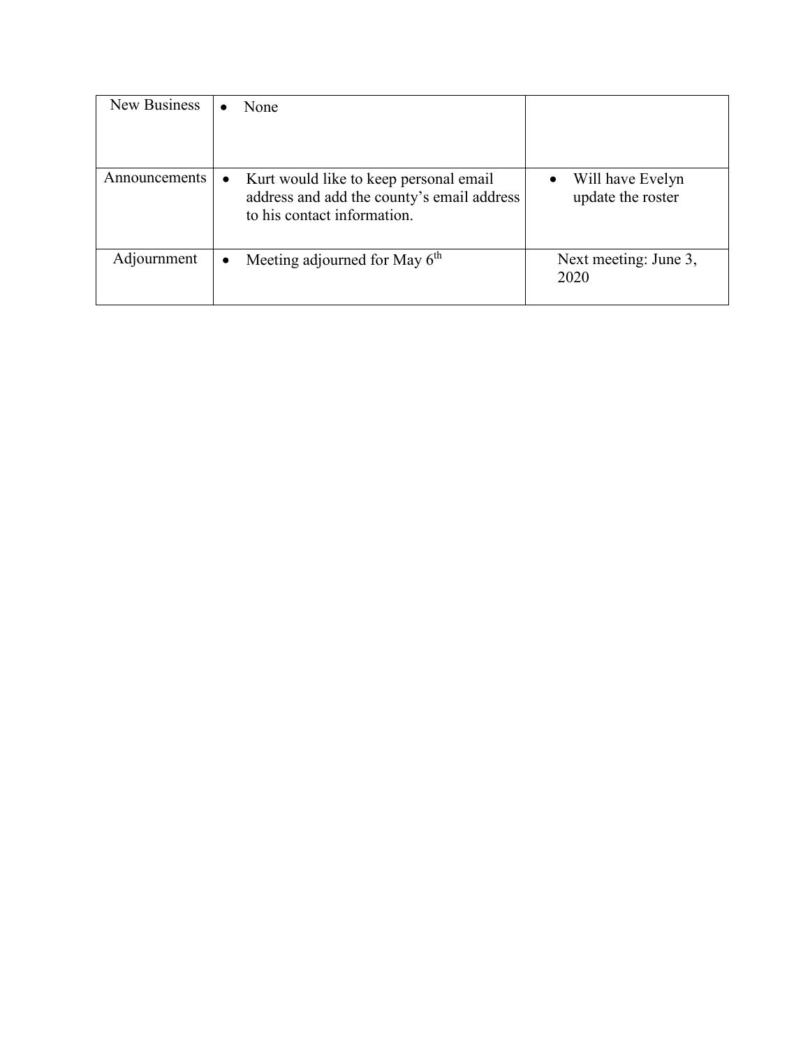| | | |
|---|---|---|
| New Business | • None | |
| Announcements | • Kurt would like to keep personal email address and add the county's email address to his contact information. | • Will have Evelyn update the roster |
| Adjournment | • Meeting adjourned for May 6th | Next meeting: June 3, 2020 |